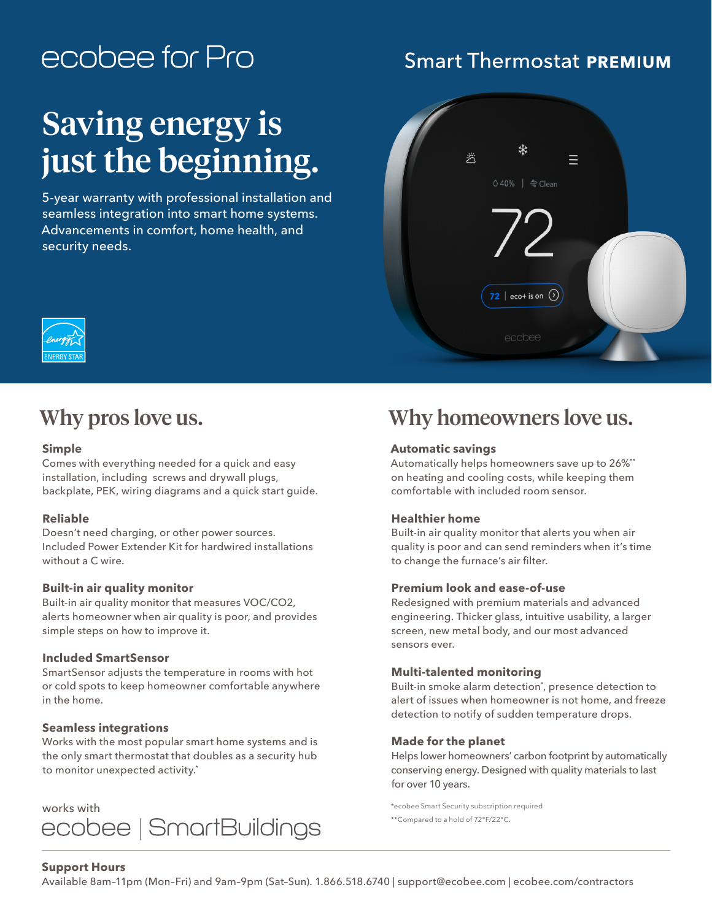# ecobee for Pro

## Smart Thermostat **PREMIUM**

# Saving energy is just the beginning.

5-year warranty with professional installation and seamless integration into smart home systems. Advancements in comfort, home health, and security needs.

ENERGY STAR

## Why pros love us.

**Simple**
Comes with everything needed for a quick and easy installation, including screws and drywall plugs, backplate, PEK, wiring diagrams and a quick start guide.

**Reliable**
Doesn't need charging, or other power sources. Included Power Extender Kit for hardwired installations without a C wire.

**Built-in air quality monitor**
Built-in air quality monitor that measures VOC/CO2, alerts homeowner when air quality is poor, and provides simple steps on how to improve it.

**Included SmartSensor**
SmartSensor adjusts the temperature in rooms with hot or cold spots to keep homeowner comfortable anywhere in the home.

**Seamless integrations**
Works with the most popular smart home systems and is the only smart thermostat that doubles as a security hub to monitor unexpected activity.*

works with
ecobee | SmartBuildings

## Why homeowners love us.

**Automatic savings**
Automatically helps homeowners save up to 26%** on heating and cooling costs, while keeping them comfortable with included room sensor.

**Healthier home**
Built-in air quality monitor that alerts you when air quality is poor and can send reminders when it's time to change the furnace's air filter.

**Premium look and ease-of-use**
Redesigned with premium materials and advanced engineering. Thicker glass, intuitive usability, a larger screen, new metal body, and our most advanced sensors ever.

**Multi-talented monitoring**
Built-in smoke alarm detection*, presence detection to alert of issues when homeowner is not home, and freeze detection to notify of sudden temperature drops.

**Made for the planet**
Helps lower homeowners' carbon footprint by automatically conserving energy. Designed with quality materials to last for over 10 years.

*ecobee Smart Security subscription required
**Compared to a hold of 72°F/22°C.

**Support Hours**
Available 8am–11pm (Mon–Fri) and 9am–9pm (Sat–Sun). 1.866.518.6740 | support@ecobee.com | ecobee.com/contractors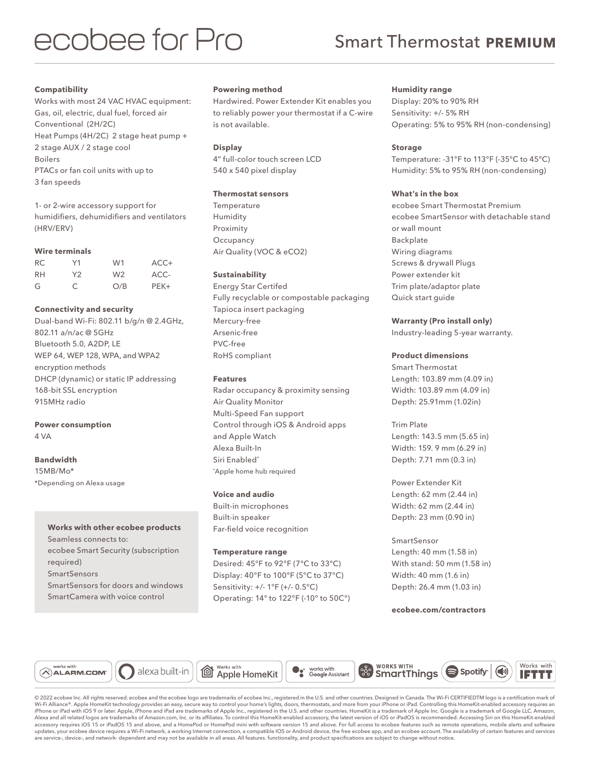# ecobee for Pro

## Smart Thermostat **PREMIUM**

**Compatibility**

Works with most 24 VAC HVAC equipment:
Gas, oil, electric, dual fuel, forced air
Conventional (2H/2C)
Heat Pumps (4H/2C) 2 stage heat pump + 2 stage AUX / 2 stage cool
Boilers
PTACs or fan coil units with up to 3 fan speeds

1- or 2-wire accessory support for humidifiers, dehumidifiers and ventilators (HRV/ERV)

**Wire terminals**

| | | | |
|---|---|---|---|
| RC | Y1 | W1 | ACC+ |
| RH | Y2 | W2 | ACC- |
| G | C | O/B | PEK+ |

**Connectivity and security**

Dual-band Wi-Fi: 802.11 b/g/n @ 2.4GHz, 802.11 a/n/ac @ 5GHz
Bluetooth 5.0, A2DP, LE
WEP 64, WEP 128, WPA, and WPA2 encryption methods
DHCP (dynamic) or static IP addressing
168-bit SSL encryption
915MHz radio

**Power consumption**

4 VA

**Bandwidth**

15MB/Mo*
*Depending on Alexa usage

**Works with other ecobee products**

Seamless connects to:
ecobee Smart Security (subscription required)
SmartSensors
SmartSensors for doors and windows
SmartCamera with voice control

**Powering method**

Hardwired. Power Extender Kit enables you to reliably power your thermostat if a C-wire is not available.

**Display**

4" full-color touch screen LCD
540 x 540 pixel display

**Thermostat sensors**

Temperature
Humidity
Proximity
Occupancy
Air Quality (VOC & eCO2)

**Sustainability**

Energy Star Certifed
Fully recyclable or compostable packaging
Tapioca insert packaging
Mercury-free
Arsenic-free
PVC-free
RoHS compliant

**Features**

Radar occupancy & proximity sensing
Air Quality Monitor
Multi-Speed Fan support
Control through iOS & Android apps and Apple Watch
Alexa Built-In
Siri Enabled*
*Apple home hub required

**Voice and audio**

Built-in microphones
Built-in speaker
Far-field voice recognition

**Temperature range**

Desired: 45°F to 92°F (7°C to 33°C)
Display: 40°F to 100°F (5°C to 37°C)
Sensitivity: +/- 1°F (+/- 0.5°C)
Operating: 14° to 122°F (-10° to 50C°)

**Humidity range**

Display: 20% to 90% RH
Sensitivity: +/- 5% RH
Operating: 5% to 95% RH (non-condensing)

**Storage**

Temperature: -31°F to 113°F (-35°C to 45°C)
Humidity: 5% to 95% RH (non-condensing)

**What's in the box**

ecobee Smart Thermostat Premium
ecobee SmartSensor with detachable stand or wall mount
Backplate
Wiring diagrams
Screws & drywall Plugs
Power extender kit
Trim plate/adaptor plate
Quick start guide

**Warranty (Pro install only)**

Industry-leading 5-year warranty.

**Product dimensions**

Smart Thermostat
Length: 103.89 mm (4.09 in)
Width: 103.89 mm (4.09 in)
Depth: 25.91mm (1.02in)

Trim Plate
Length: 143.5 mm (5.65 in)
Width: 159. 9 mm (6.29 in)
Depth: 7.71 mm (0.3 in)

Power Extender Kit
Length: 62 mm (2.44 in)
Width: 62 mm (2.44 in)
Depth: 23 mm (0.90 in)

SmartSensor
Length: 40 mm (1.58 in)
With stand: 50 mm (1.58 in)
Width: 40 mm (1.6 in)
Depth: 26.4 mm (1.03 in)

**ecobee.com/contractors**

works with ALARM.COM | alexa built-in | Works with Apple HomeKit | works with Google Assistant | WORKS WITH SmartThings | Spotify | Works with IFTTT

© 2022 ecobee Inc. All rights reserved. ecobee and the ecobee logo are trademarks of ecobee Inc., registered in the U.S. and other countries. Designed in Canada. The Wi-Fi CERTIFIEDTM logo is a certification mark of Wi-Fi Alliance®. Apple HomeKit technology provides an easy, secure way to control your home's lights, doors, thermostats, and more from your iPhone or iPad. Controlling this HomeKit-enabled accessory requires an iPhone or iPad with iOS 9 or later. Apple, iPhone and iPad are trademarks of Apple Inc., registered in the U.S. and other countries. HomeKit is a trademark of Apple Inc. Google is a trademark of Google LLC. Amazon, Alexa and all related logos are trademarks of Amazon.com, Inc. or its affiliates. To control this HomeKit-enabled accessory, the latest version of iOS or iPadOS is recommended. Accessing Siri on this HomeKit-enabled accessory requires iOS 15 or iPadOS 15 and above, and a HomePod or HomePod mini with software version 15 and above. For full access to ecobee features such as remote operations, mobile alerts and software updates, your ecobee device requires a Wi-Fi network, a working Internet connection, a compatible IOS or Android device, the free ecobee app, and an ecobee account. The availability of certain features and services are service-, device-, and network- dependent and may not be available in all areas. All features. functionality, and product specifications are subject to change without notice.